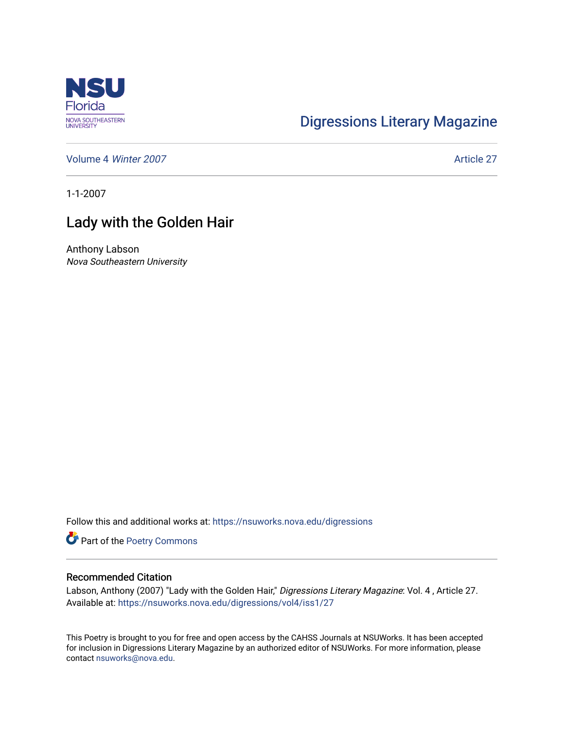NSU Florida
NOVA SOUTHEASTERN UNIVERSITY

Digressions Literary Magazine

Volume 4 *Winter 2007* Article 27

1-1-2007

# Lady with the Golden Hair

Anthony Labson
*Nova Southeastern University*

Follow this and additional works at: https://nsuworks.nova.edu/digressions

Part of the Poetry Commons

## Recommended Citation

Labson, Anthony (2007) "Lady with the Golden Hair," *Digressions Literary Magazine*: Vol. 4 , Article 27.
Available at: https://nsuworks.nova.edu/digressions/vol4/iss1/27

This Poetry is brought to you for free and open access by the CAHSS Journals at NSUWorks. It has been accepted for inclusion in Digressions Literary Magazine by an authorized editor of NSUWorks. For more information, please contact nsuworks@nova.edu.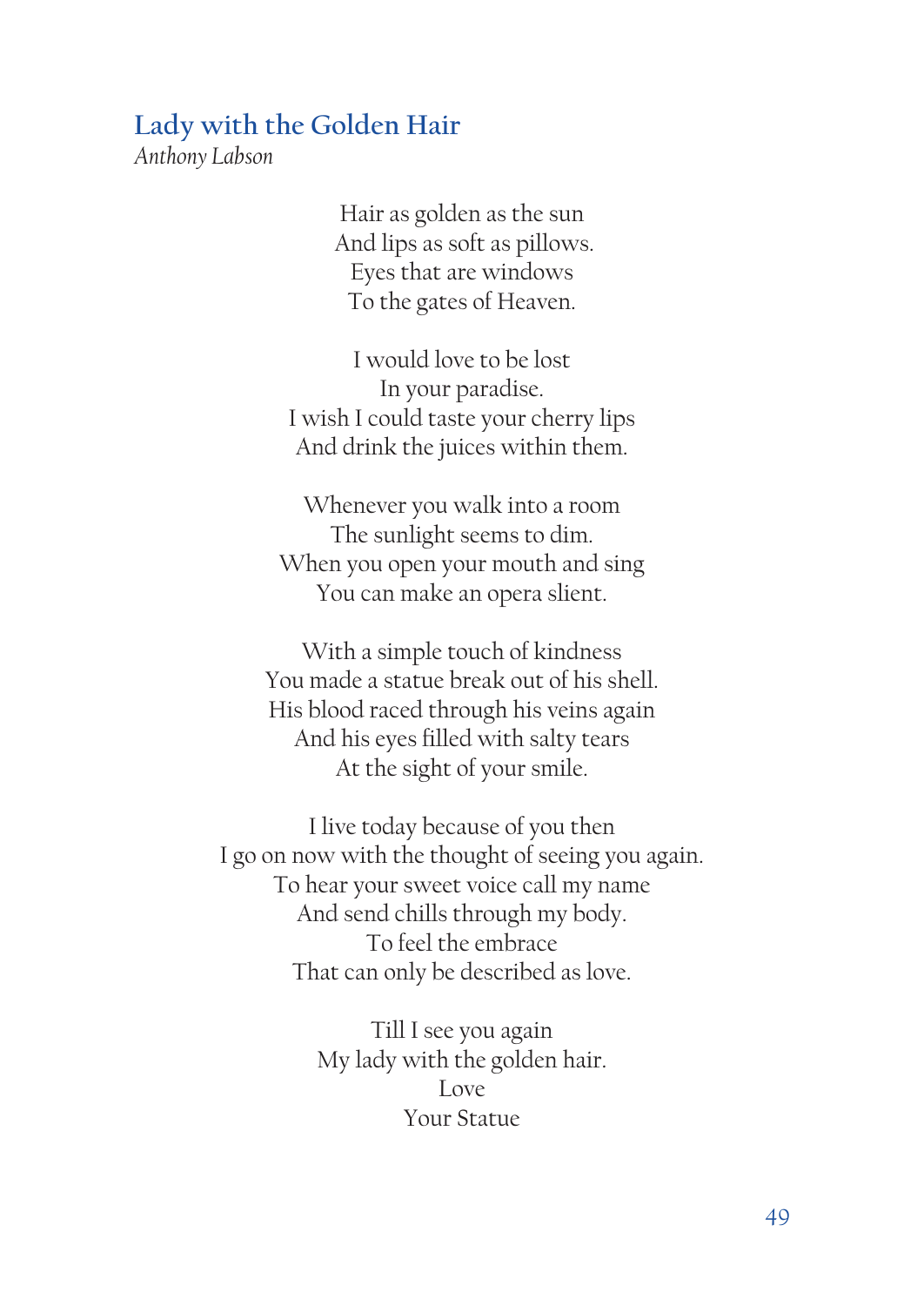## Lady with the Golden Hair

*Anthony Labson*

Hair as golden as the sun  
And lips as soft as pillows.  
Eyes that are windows  
To the gates of Heaven.

I would love to be lost  
In your paradise.  
I wish I could taste your cherry lips  
And drink the juices within them.

Whenever you walk into a room  
The sunlight seems to dim.  
When you open your mouth and sing  
You can make an opera slient.

With a simple touch of kindness  
You made a statue break out of his shell.  
His blood raced through his veins again  
And his eyes filled with salty tears  
At the sight of your smile.

I live today because of you then  
I go on now with the thought of seeing you again.  
To hear your sweet voice call my name  
And send chills through my body.  
To feel the embrace  
That can only be described as love.

Till I see you again  
My lady with the golden hair.  
Love  
Your Statue